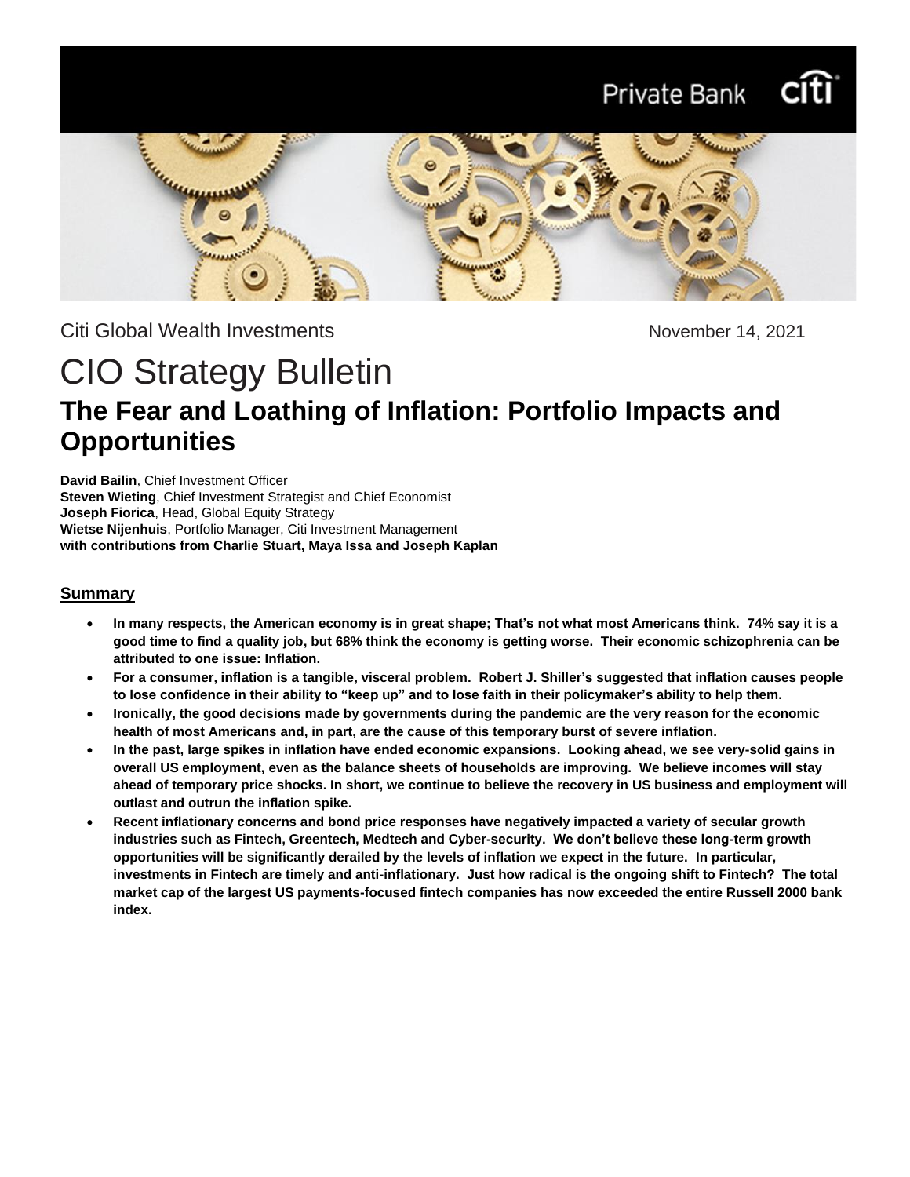Citi Global Wealth Investments

November 14, 2021

# CIO Strategy Bulletin

## The Fear and Loathing of Inflation: Portfolio Impacts and Opportunities

**David Bailin**, Chief Investment Officer
**Steven Wieting**, Chief Investment Strategist and Chief Economist
**Joseph Fiorica**, Head, Global Equity Strategy
**Wietse Nijenhuis**, Portfolio Manager, Citi Investment Management
**with contributions from Charlie Stuart, Maya Issa and Joseph Kaplan**

### Summary

- **In many respects, the American economy is in great shape; That's not what most Americans think. 74% say it is a good time to find a quality job, but 68% think the economy is getting worse. Their economic schizophrenia can be attributed to one issue: Inflation.**
- **For a consumer, inflation is a tangible, visceral problem. Robert J. Shiller's suggested that inflation causes people to lose confidence in their ability to "keep up" and to lose faith in their policymaker's ability to help them.**
- **Ironically, the good decisions made by governments during the pandemic are the very reason for the economic health of most Americans and, in part, are the cause of this temporary burst of severe inflation.**
- **In the past, large spikes in inflation have ended economic expansions. Looking ahead, we see very-solid gains in overall US employment, even as the balance sheets of households are improving. We believe incomes will stay ahead of temporary price shocks. In short, we continue to believe the recovery in US business and employment will outlast and outrun the inflation spike.**
- **Recent inflationary concerns and bond price responses have negatively impacted a variety of secular growth industries such as Fintech, Greentech, Medtech and Cyber-security. We don't believe these long-term growth opportunities will be significantly derailed by the levels of inflation we expect in the future. In particular, investments in Fintech are timely and anti-inflationary. Just how radical is the ongoing shift to Fintech? The total market cap of the largest US payments-focused fintech companies has now exceeded the entire Russell 2000 bank index.**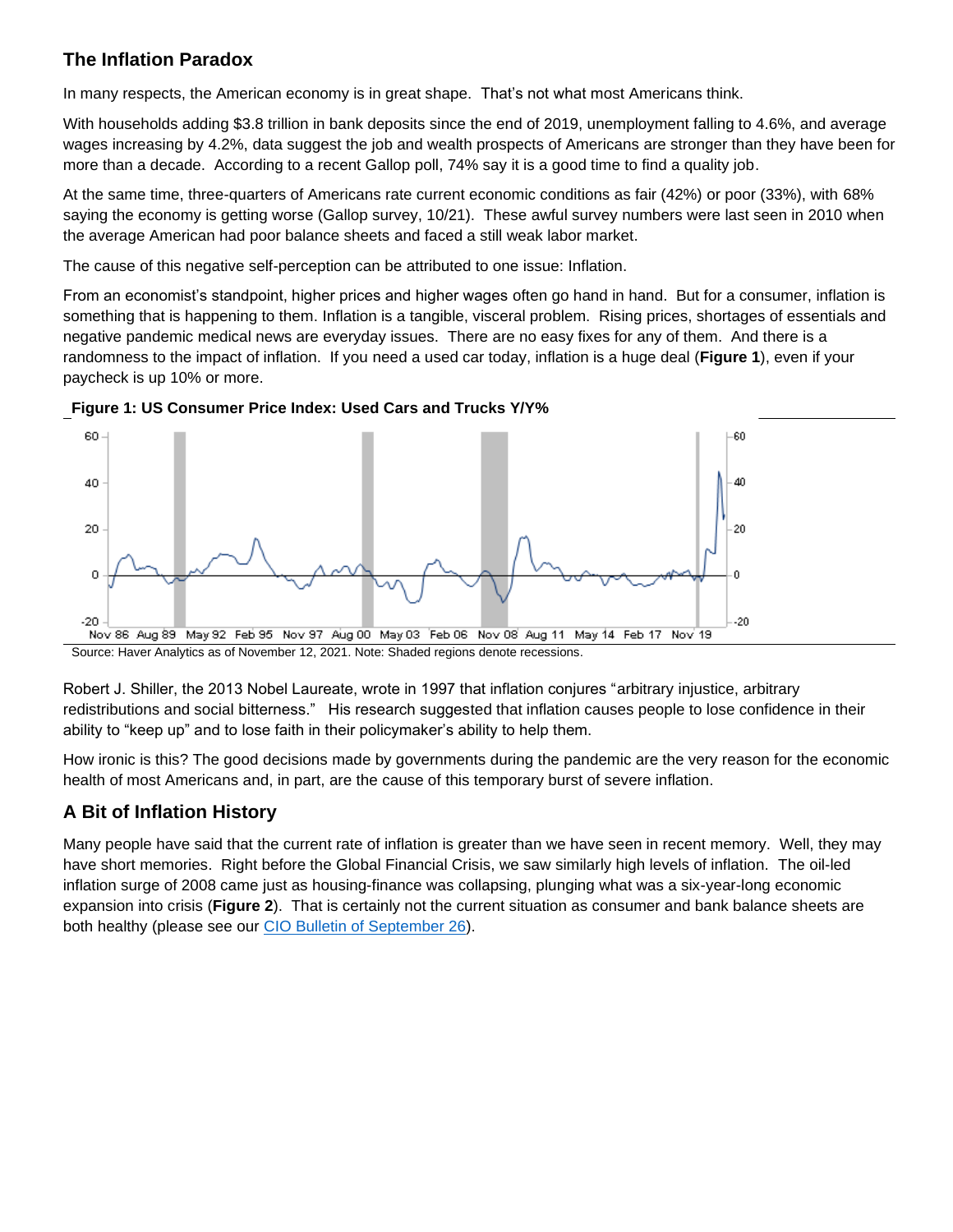## The Inflation Paradox

In many respects, the American economy is in great shape. That's not what most Americans think.

With households adding $3.8 trillion in bank deposits since the end of 2019, unemployment falling to 4.6%, and average wages increasing by 4.2%, data suggest the job and wealth prospects of Americans are stronger than they have been for more than a decade. According to a recent Gallop poll, 74% say it is a good time to find a quality job.

At the same time, three-quarters of Americans rate current economic conditions as fair (42%) or poor (33%), with 68% saying the economy is getting worse (Gallop survey, 10/21). These awful survey numbers were last seen in 2010 when the average American had poor balance sheets and faced a still weak labor market.

The cause of this negative self-perception can be attributed to one issue: Inflation.

From an economist's standpoint, higher prices and higher wages often go hand in hand. But for a consumer, inflation is something that is happening to them. Inflation is a tangible, visceral problem. Rising prices, shortages of essentials and negative pandemic medical news are everyday issues. There are no easy fixes for any of them. And there is a randomness to the impact of inflation. If you need a used car today, inflation is a huge deal (**Figure 1**), even if your paycheck is up 10% or more.

**Figure 1: US Consumer Price Index: Used Cars and Trucks Y/Y%**

Source: Haver Analytics as of November 12, 2021. Note: Shaded regions denote recessions.

Robert J. Shiller, the 2013 Nobel Laureate, wrote in 1997 that inflation conjures "arbitrary injustice, arbitrary redistributions and social bitterness." His research suggested that inflation causes people to lose confidence in their ability to "keep up" and to lose faith in their policymaker's ability to help them.

How ironic is this? The good decisions made by governments during the pandemic are the very reason for the economic health of most Americans and, in part, are the cause of this temporary burst of severe inflation.

## A Bit of Inflation History

Many people have said that the current rate of inflation is greater than we have seen in recent memory. Well, they may have short memories. Right before the Global Financial Crisis, we saw similarly high levels of inflation. The oil-led inflation surge of 2008 came just as housing-finance was collapsing, plunging what was a six-year-long economic expansion into crisis (**Figure 2**). That is certainly not the current situation as consumer and bank balance sheets are both healthy (please see our [CIO Bulletin of September 26](#)).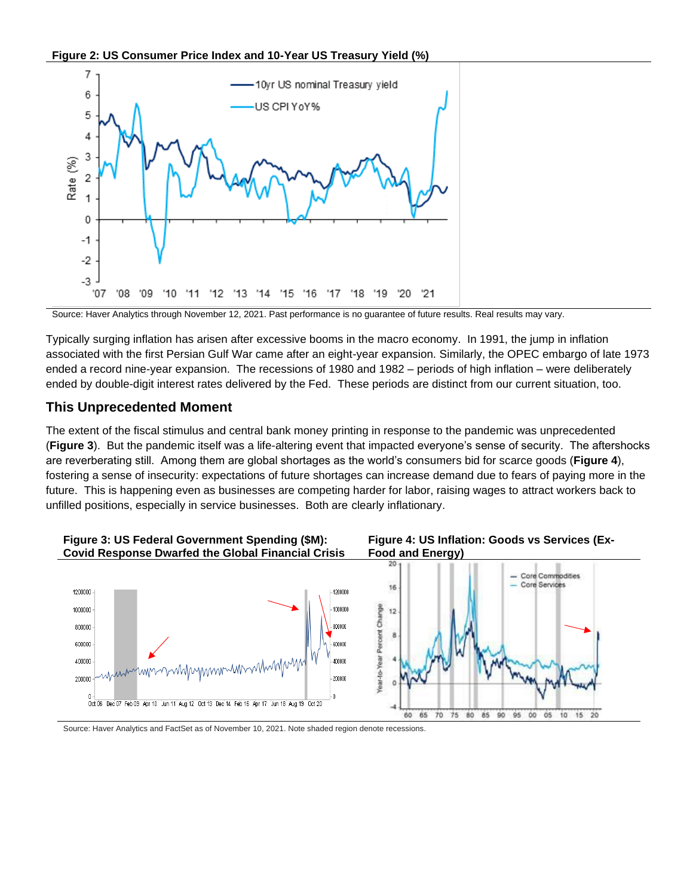**Figure 2: US Consumer Price Index and 10-Year US Treasury Yield (%)**

Source: Haver Analytics through November 12, 2021. Past performance is no guarantee of future results. Real results may vary.

Typically surging inflation has arisen after excessive booms in the macro economy. In 1991, the jump in inflation associated with the first Persian Gulf War came after an eight-year expansion. Similarly, the OPEC embargo of late 1973 ended a record nine-year expansion. The recessions of 1980 and 1982 – periods of high inflation – were deliberately ended by double-digit interest rates delivered by the Fed. These periods are distinct from our current situation, too.

## This Unprecedented Moment

The extent of the fiscal stimulus and central bank money printing in response to the pandemic was unprecedented (**Figure 3**). But the pandemic itself was a life-altering event that impacted everyone's sense of security. The aftershocks are reverberating still. Among them are global shortages as the world's consumers bid for scarce goods (**Figure 4**), fostering a sense of insecurity: expectations of future shortages can increase demand due to fears of paying more in the future. This is happening even as businesses are competing harder for labor, raising wages to attract workers back to unfilled positions, especially in service businesses. Both are clearly inflationary.

**Figure 3: US Federal Government Spending ($M): Covid Response Dwarfed the Global Financial Crisis**

**Figure 4: US Inflation: Goods vs Services (Ex-Food and Energy)**

Source: Haver Analytics and FactSet as of November 10, 2021. Note shaded region denote recessions.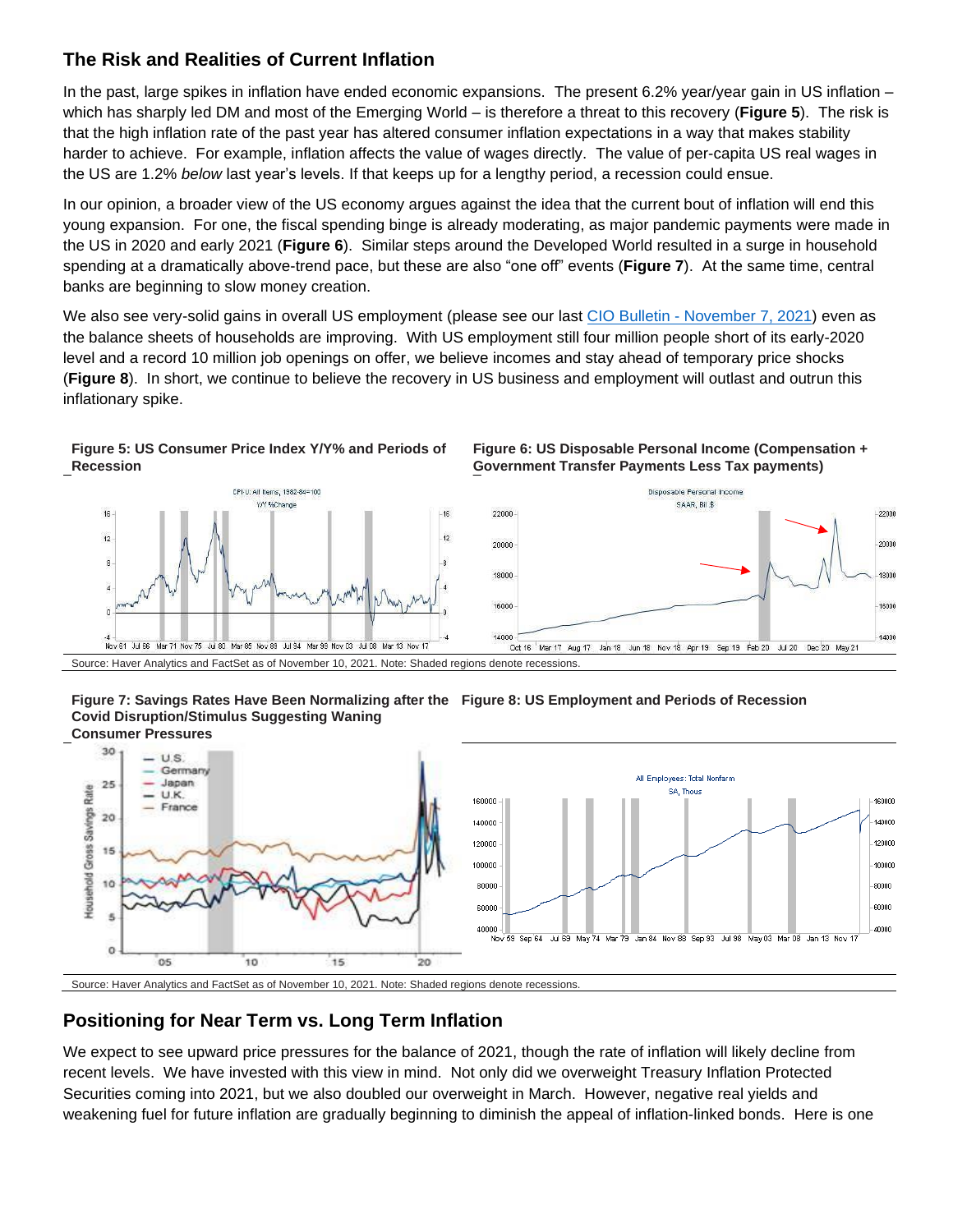## The Risk and Realities of Current Inflation

In the past, large spikes in inflation have ended economic expansions. The present 6.2% year/year gain in US inflation – which has sharply led DM and most of the Emerging World – is therefore a threat to this recovery (**Figure 5**). The risk is that the high inflation rate of the past year has altered consumer inflation expectations in a way that makes stability harder to achieve. For example, inflation affects the value of wages directly. The value of per-capita US real wages in the US are 1.2% *below* last year's levels. If that keeps up for a lengthy period, a recession could ensue.

In our opinion, a broader view of the US economy argues against the idea that the current bout of inflation will end this young expansion. For one, the fiscal spending binge is already moderating, as major pandemic payments were made in the US in 2020 and early 2021 (**Figure 6**). Similar steps around the Developed World resulted in a surge in household spending at a dramatically above-trend pace, but these are also "one off" events (**Figure 7**). At the same time, central banks are beginning to slow money creation.

We also see very-solid gains in overall US employment (please see our last [CIO Bulletin - November 7, 2021](CIO Bulletin - November 7, 2021)) even as the balance sheets of households are improving. With US employment still four million people short of its early-2020 level and a record 10 million job openings on offer, we believe incomes and stay ahead of temporary price shocks (**Figure 8**). In short, we continue to believe the recovery in US business and employment will outlast and outrun this inflationary spike.

**Figure 5: US Consumer Price Index Y/Y% and Periods of Recession**

**Figure 6: US Disposable Personal Income (Compensation + Government Transfer Payments Less Tax payments)**

Source: Haver Analytics and FactSet as of November 10, 2021. Note: Shaded regions denote recessions.

**Figure 7: Savings Rates Have Been Normalizing after the Covid Disruption/Stimulus Suggesting Waning Consumer Pressures**

**Figure 8: US Employment and Periods of Recession**

Source: Haver Analytics and FactSet as of November 10, 2021. Note: Shaded regions denote recessions.

## Positioning for Near Term vs. Long Term Inflation

We expect to see upward price pressures for the balance of 2021, though the rate of inflation will likely decline from recent levels. We have invested with this view in mind. Not only did we overweight Treasury Inflation Protected Securities coming into 2021, but we also doubled our overweight in March. However, negative real yields and weakening fuel for future inflation are gradually beginning to diminish the appeal of inflation-linked bonds. Here is one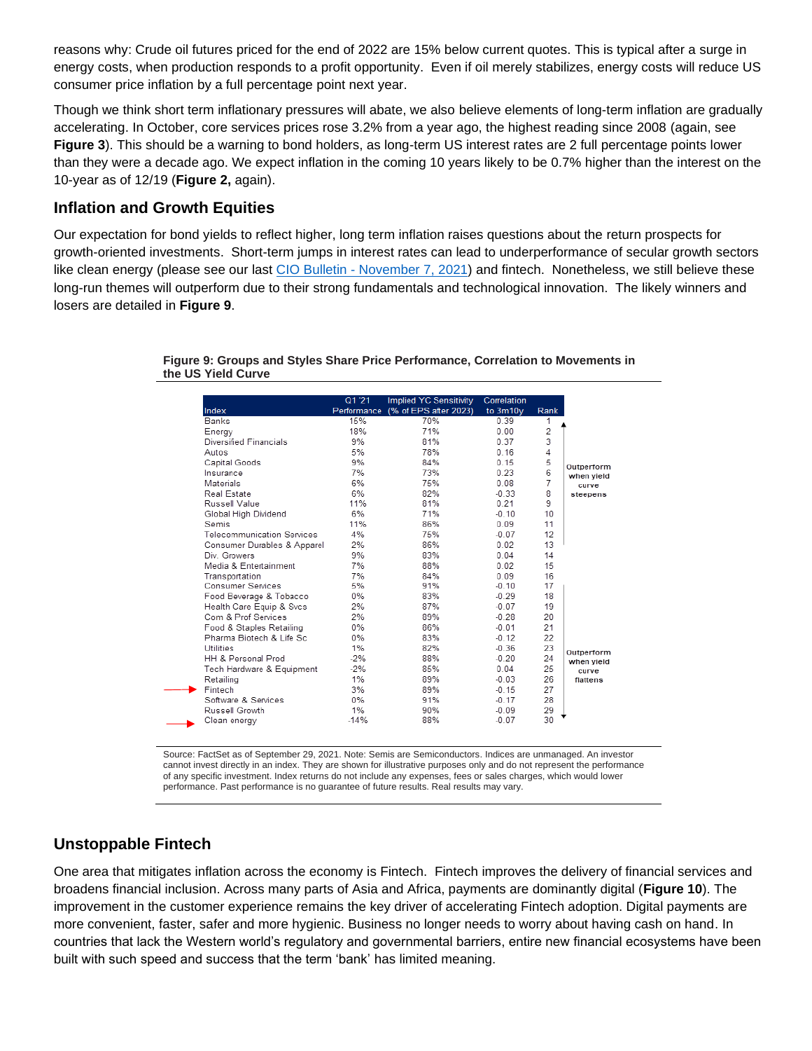reasons why: Crude oil futures priced for the end of 2022 are 15% below current quotes. This is typical after a surge in energy costs, when production responds to a profit opportunity. Even if oil merely stabilizes, energy costs will reduce US consumer price inflation by a full percentage point next year.

Though we think short term inflationary pressures will abate, we also believe elements of long-term inflation are gradually accelerating. In October, core services prices rose 3.2% from a year ago, the highest reading since 2008 (again, see **Figure 3**). This should be a warning to bond holders, as long-term US interest rates are 2 full percentage points lower than they were a decade ago. We expect inflation in the coming 10 years likely to be 0.7% higher than the interest on the 10-year as of 12/19 (**Figure 2,** again).

## Inflation and Growth Equities

Our expectation for bond yields to reflect higher, long term inflation raises questions about the return prospects for growth-oriented investments. Short-term jumps in interest rates can lead to underperformance of secular growth sectors like clean energy (please see our last CIO Bulletin - November 7, 2021) and fintech. Nonetheless, we still believe these long-run themes will outperform due to their strong fundamentals and technological innovation. The likely winners and losers are detailed in **Figure 9**.

**Figure 9: Groups and Styles Share Price Performance, Correlation to Movements in the US Yield Curve**

| Index | Q1 '21 Performance | Implied YC Sensitivity (% of EPS after 2023) | Correlation to 3m10y | Rank | |
|---|---|---|---|---|---|
| Banks | 15% | 70% | 0.39 | 1 | Outperform when yield curve steepens |
| Energy | 18% | 71% | 0.00 | 2 | |
| Diversified Financials | 9% | 81% | 0.37 | 3 | |
| Autos | 5% | 78% | 0.16 | 4 | |
| Capital Goods | 9% | 84% | 0.15 | 5 | |
| Insurance | 7% | 73% | 0.23 | 6 | |
| Materials | 6% | 75% | 0.08 | 7 | |
| Real Estate | 6% | 82% | -0.33 | 8 | |
| Russell Value | 11% | 81% | 0.21 | 9 | |
| Global High Dividend | 6% | 71% | -0.10 | 10 | |
| Semis | 11% | 86% | 0.09 | 11 | |
| Telecommunication Services | 4% | 75% | -0.07 | 12 | |
| Consumer Durables & Apparel | 2% | 86% | 0.02 | 13 | |
| Div. Growers | 9% | 83% | 0.04 | 14 | |
| Media & Entertainment | 7% | 88% | 0.02 | 15 | |
| Transportation | 7% | 84% | 0.09 | 16 | |
| Consumer Services | 5% | 91% | -0.10 | 17 | Outperform when yield curve flattens |
| Food Beverage & Tobacco | 0% | 83% | -0.29 | 18 | |
| Health Care Equip & Svcs | 2% | 87% | -0.07 | 19 | |
| Com & Prof Services | 2% | 89% | -0.28 | 20 | |
| Food & Staples Retailing | 0% | 86% | -0.01 | 21 | |
| Pharma Biotech & Life Sc | 0% | 83% | -0.12 | 22 | |
| Utilities | 1% | 82% | -0.36 | 23 | |
| HH & Personal Prod | -2% | 88% | -0.20 | 24 | |
| Tech Hardware & Equipment | -2% | 85% | 0.04 | 25 | |
| Retailing | 1% | 89% | -0.03 | 26 | |
| Fintech | 3% | 89% | -0.15 | 27 | |
| Software & Services | 0% | 91% | -0.17 | 28 | |
| Russell Growth | 1% | 90% | -0.09 | 29 | |
| Clean energy | -14% | 88% | -0.07 | 30 | |

Source: FactSet as of September 29, 2021. Note: Semis are Semiconductors. Indices are unmanaged. An investor cannot invest directly in an index. They are shown for illustrative purposes only and do not represent the performance of any specific investment. Index returns do not include any expenses, fees or sales charges, which would lower performance. Past performance is no guarantee of future results. Real results may vary.

## Unstoppable Fintech

One area that mitigates inflation across the economy is Fintech. Fintech improves the delivery of financial services and broadens financial inclusion. Across many parts of Asia and Africa, payments are dominantly digital (**Figure 10**). The improvement in the customer experience remains the key driver of accelerating Fintech adoption. Digital payments are more convenient, faster, safer and more hygienic. Business no longer needs to worry about having cash on hand. In countries that lack the Western world's regulatory and governmental barriers, entire new financial ecosystems have been built with such speed and success that the term 'bank' has limited meaning.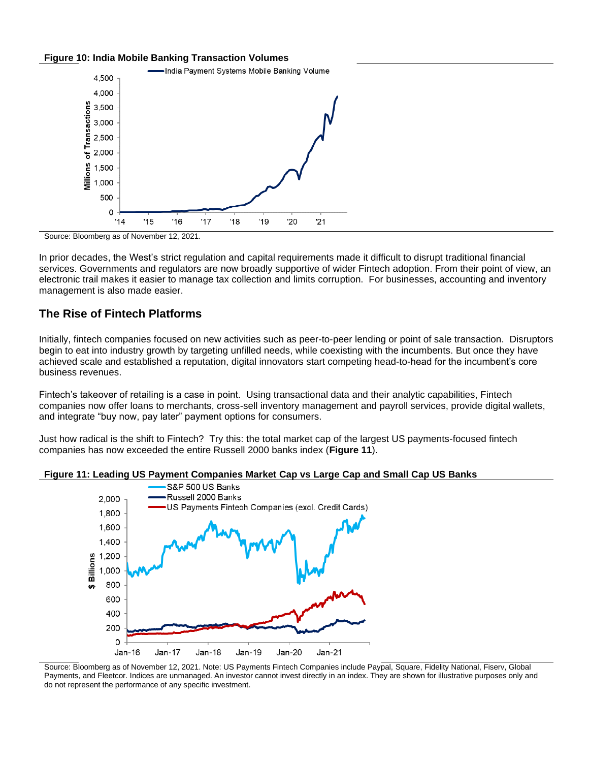**Figure 10: India Mobile Banking Transaction Volumes**

Source: Bloomberg as of November 12, 2021.

In prior decades, the West's strict regulation and capital requirements made it difficult to disrupt traditional financial services. Governments and regulators are now broadly supportive of wider Fintech adoption. From their point of view, an electronic trail makes it easier to manage tax collection and limits corruption. For businesses, accounting and inventory management is also made easier.

## The Rise of Fintech Platforms

Initially, fintech companies focused on new activities such as peer-to-peer lending or point of sale transaction. Disruptors begin to eat into industry growth by targeting unfilled needs, while coexisting with the incumbents. But once they have achieved scale and established a reputation, digital innovators start competing head-to-head for the incumbent's core business revenues.

Fintech's takeover of retailing is a case in point. Using transactional data and their analytic capabilities, Fintech companies now offer loans to merchants, cross-sell inventory management and payroll services, provide digital wallets, and integrate "buy now, pay later" payment options for consumers.

Just how radical is the shift to Fintech? Try this: the total market cap of the largest US payments-focused fintech companies has now exceeded the entire Russell 2000 banks index (**Figure 11**).

**Figure 11: Leading US Payment Companies Market Cap vs Large Cap and Small Cap US Banks**

Source: Bloomberg as of November 12, 2021. Note: US Payments Fintech Companies include Paypal, Square, Fidelity National, Fiserv, Global Payments, and Fleetcor. Indices are unmanaged. An investor cannot invest directly in an index. They are shown for illustrative purposes only and do not represent the performance of any specific investment.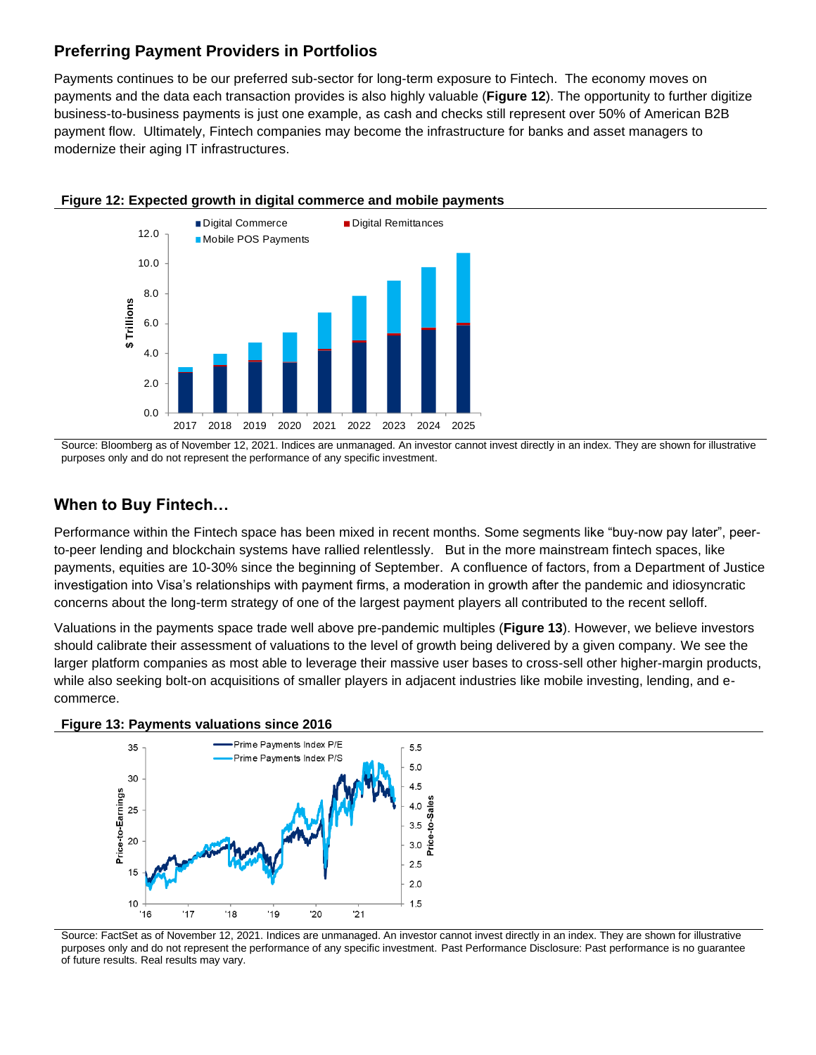## Preferring Payment Providers in Portfolios

Payments continues to be our preferred sub-sector for long-term exposure to Fintech. The economy moves on payments and the data each transaction provides is also highly valuable (**Figure 12**). The opportunity to further digitize business-to-business payments is just one example, as cash and checks still represent over 50% of American B2B payment flow. Ultimately, Fintech companies may become the infrastructure for banks and asset managers to modernize their aging IT infrastructures.

**Figure 12: Expected growth in digital commerce and mobile payments**

Source: Bloomberg as of November 12, 2021. Indices are unmanaged. An investor cannot invest directly in an index. They are shown for illustrative purposes only and do not represent the performance of any specific investment.

## When to Buy Fintech…

Performance within the Fintech space has been mixed in recent months. Some segments like “buy-now pay later”, peer-to-peer lending and blockchain systems have rallied relentlessly. But in the more mainstream fintech spaces, like payments, equities are 10-30% since the beginning of September. A confluence of factors, from a Department of Justice investigation into Visa’s relationships with payment firms, a moderation in growth after the pandemic and idiosyncratic concerns about the long-term strategy of one of the largest payment players all contributed to the recent selloff.

Valuations in the payments space trade well above pre-pandemic multiples (**Figure 13**). However, we believe investors should calibrate their assessment of valuations to the level of growth being delivered by a given company. We see the larger platform companies as most able to leverage their massive user bases to cross-sell other higher-margin products, while also seeking bolt-on acquisitions of smaller players in adjacent industries like mobile investing, lending, and e-commerce.

**Figure 13: Payments valuations since 2016**

Source: FactSet as of November 12, 2021. Indices are unmanaged. An investor cannot invest directly in an index. They are shown for illustrative purposes only and do not represent the performance of any specific investment. Past Performance Disclosure: Past performance is no guarantee of future results. Real results may vary.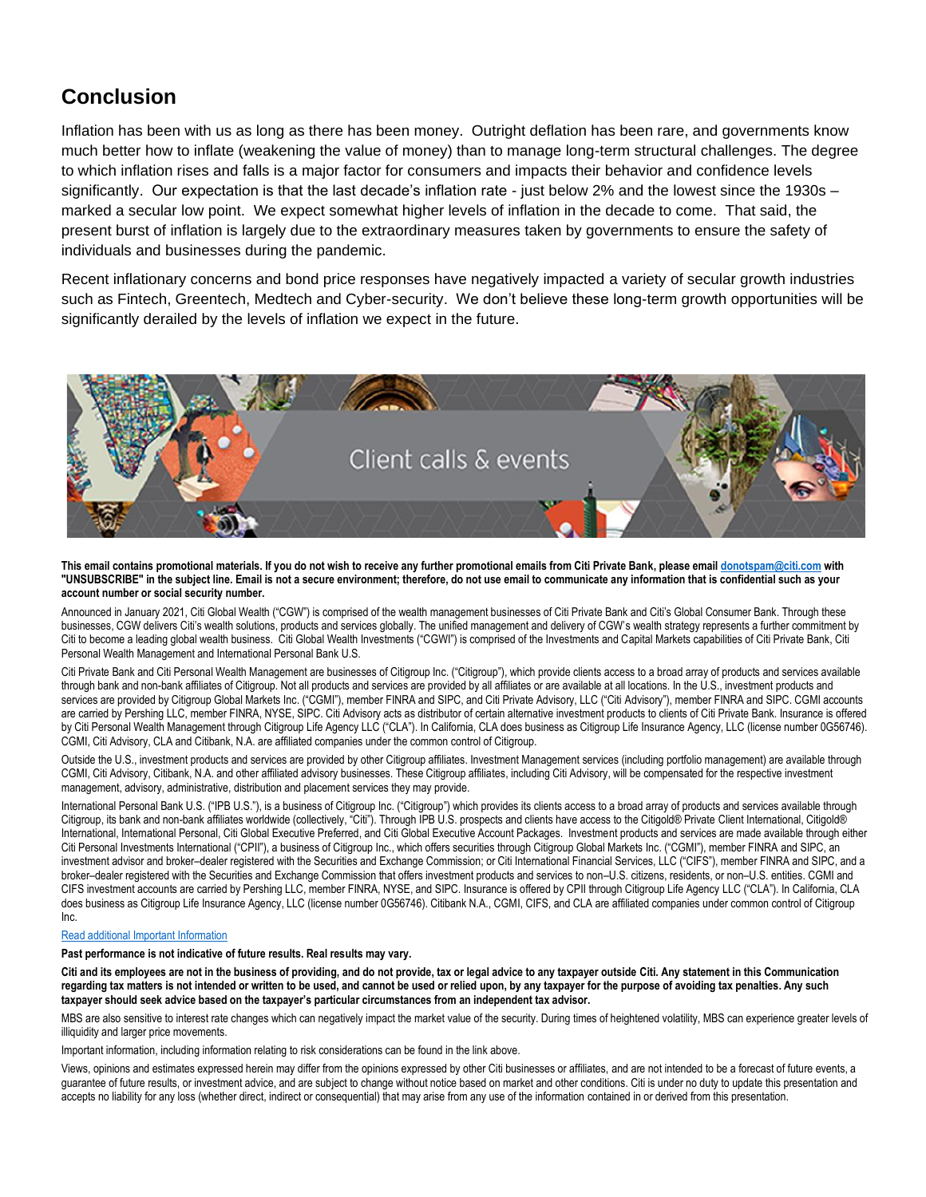## Conclusion

Inflation has been with us as long as there has been money. Outright deflation has been rare, and governments know much better how to inflate (weakening the value of money) than to manage long-term structural challenges. The degree to which inflation rises and falls is a major factor for consumers and impacts their behavior and confidence levels significantly. Our expectation is that the last decade's inflation rate - just below 2% and the lowest since the 1930s – marked a secular low point. We expect somewhat higher levels of inflation in the decade to come. That said, the present burst of inflation is largely due to the extraordinary measures taken by governments to ensure the safety of individuals and businesses during the pandemic.

Recent inflationary concerns and bond price responses have negatively impacted a variety of secular growth industries such as Fintech, Greentech, Medtech and Cyber-security. We don't believe these long-term growth opportunities will be significantly derailed by the levels of inflation we expect in the future.

Client calls & events

**This email contains promotional materials. If you do not wish to receive any further promotional emails from Citi Private Bank, please email donotspam@citi.com with "UNSUBSCRIBE" in the subject line. Email is not a secure environment; therefore, do not use email to communicate any information that is confidential such as your account number or social security number.**

Announced in January 2021, Citi Global Wealth ("CGW") is comprised of the wealth management businesses of Citi Private Bank and Citi's Global Consumer Bank. Through these businesses, CGW delivers Citi's wealth solutions, products and services globally. The unified management and delivery of CGW's wealth strategy represents a further commitment by Citi to become a leading global wealth business. Citi Global Wealth Investments ("CGWI") is comprised of the Investments and Capital Markets capabilities of Citi Private Bank, Citi Personal Wealth Management and International Personal Bank U.S.

Citi Private Bank and Citi Personal Wealth Management are businesses of Citigroup Inc. ("Citigroup"), which provide clients access to a broad array of products and services available through bank and non-bank affiliates of Citigroup. Not all products and services are provided by all affiliates or are available at all locations. In the U.S., investment products and services are provided by Citigroup Global Markets Inc. ("CGMI"), member FINRA and SIPC, and Citi Private Advisory, LLC ("Citi Advisory"), member FINRA and SIPC. CGMI accounts are carried by Pershing LLC, member FINRA, NYSE, SIPC. Citi Advisory acts as distributor of certain alternative investment products to clients of Citi Private Bank. Insurance is offered by Citi Personal Wealth Management through Citigroup Life Agency LLC ("CLA"). In California, CLA does business as Citigroup Life Insurance Agency, LLC (license number 0G56746). CGMI, Citi Advisory, CLA and Citibank, N.A. are affiliated companies under the common control of Citigroup.

Outside the U.S., investment products and services are provided by other Citigroup affiliates. Investment Management services (including portfolio management) are available through CGMI, Citi Advisory, Citibank, N.A. and other affiliated advisory businesses. These Citigroup affiliates, including Citi Advisory, will be compensated for the respective investment management, advisory, administrative, distribution and placement services they may provide.

International Personal Bank U.S. ("IPB U.S."), is a business of Citigroup Inc. ("Citigroup") which provides its clients access to a broad array of products and services available through Citigroup, its bank and non-bank affiliates worldwide (collectively, "Citi"). Through IPB U.S. prospects and clients have access to the Citigold® Private Client International, Citigold® International, International Personal, Citi Global Executive Preferred, and Citi Global Executive Account Packages. Investment products and services are made available through either Citi Personal Investments International ("CPII"), a business of Citigroup Inc., which offers securities through Citigroup Global Markets Inc. ("CGMI"), member FINRA and SIPC, an investment advisor and broker–dealer registered with the Securities and Exchange Commission; or Citi International Financial Services, LLC ("CIFS"), member FINRA and SIPC, and a broker–dealer registered with the Securities and Exchange Commission that offers investment products and services to non–U.S. citizens, residents, or non–U.S. entities. CGMI and CIFS investment accounts are carried by Pershing LLC, member FINRA, NYSE, and SIPC. Insurance is offered by CPII through Citigroup Life Agency LLC ("CLA"). In California, CLA does business as Citigroup Life Insurance Agency, LLC (license number 0G56746). Citibank N.A., CGMI, CIFS, and CLA are affiliated companies under common control of Citigroup Inc.

Read additional Important Information

**Past performance is not indicative of future results. Real results may vary.**

**Citi and its employees are not in the business of providing, and do not provide, tax or legal advice to any taxpayer outside Citi. Any statement in this Communication regarding tax matters is not intended or written to be used, and cannot be used or relied upon, by any taxpayer for the purpose of avoiding tax penalties. Any such taxpayer should seek advice based on the taxpayer's particular circumstances from an independent tax advisor.**

MBS are also sensitive to interest rate changes which can negatively impact the market value of the security. During times of heightened volatility, MBS can experience greater levels of illiquidity and larger price movements.

Important information, including information relating to risk considerations can be found in the link above.

Views, opinions and estimates expressed herein may differ from the opinions expressed by other Citi businesses or affiliates, and are not intended to be a forecast of future events, a guarantee of future results, or investment advice, and are subject to change without notice based on market and other conditions. Citi is under no duty to update this presentation and accepts no liability for any loss (whether direct, indirect or consequential) that may arise from any use of the information contained in or derived from this presentation.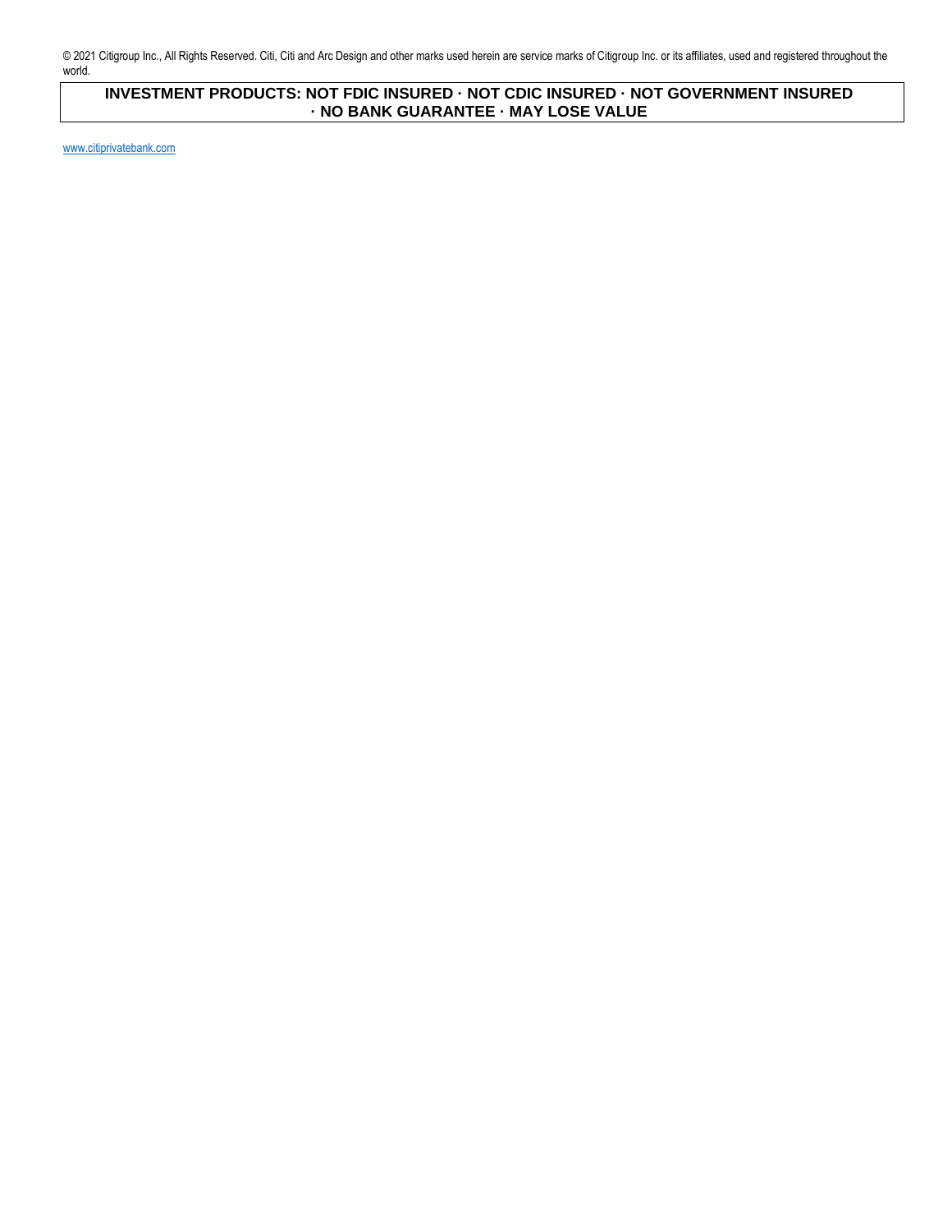© 2021 Citigroup Inc., All Rights Reserved. Citi, Citi and Arc Design and other marks used herein are service marks of Citigroup Inc. or its affiliates, used and registered throughout the world.

**INVESTMENT PRODUCTS: NOT FDIC INSURED · NOT CDIC INSURED · NOT GOVERNMENT INSURED · NO BANK GUARANTEE · MAY LOSE VALUE**

www.citiprivatebank.com